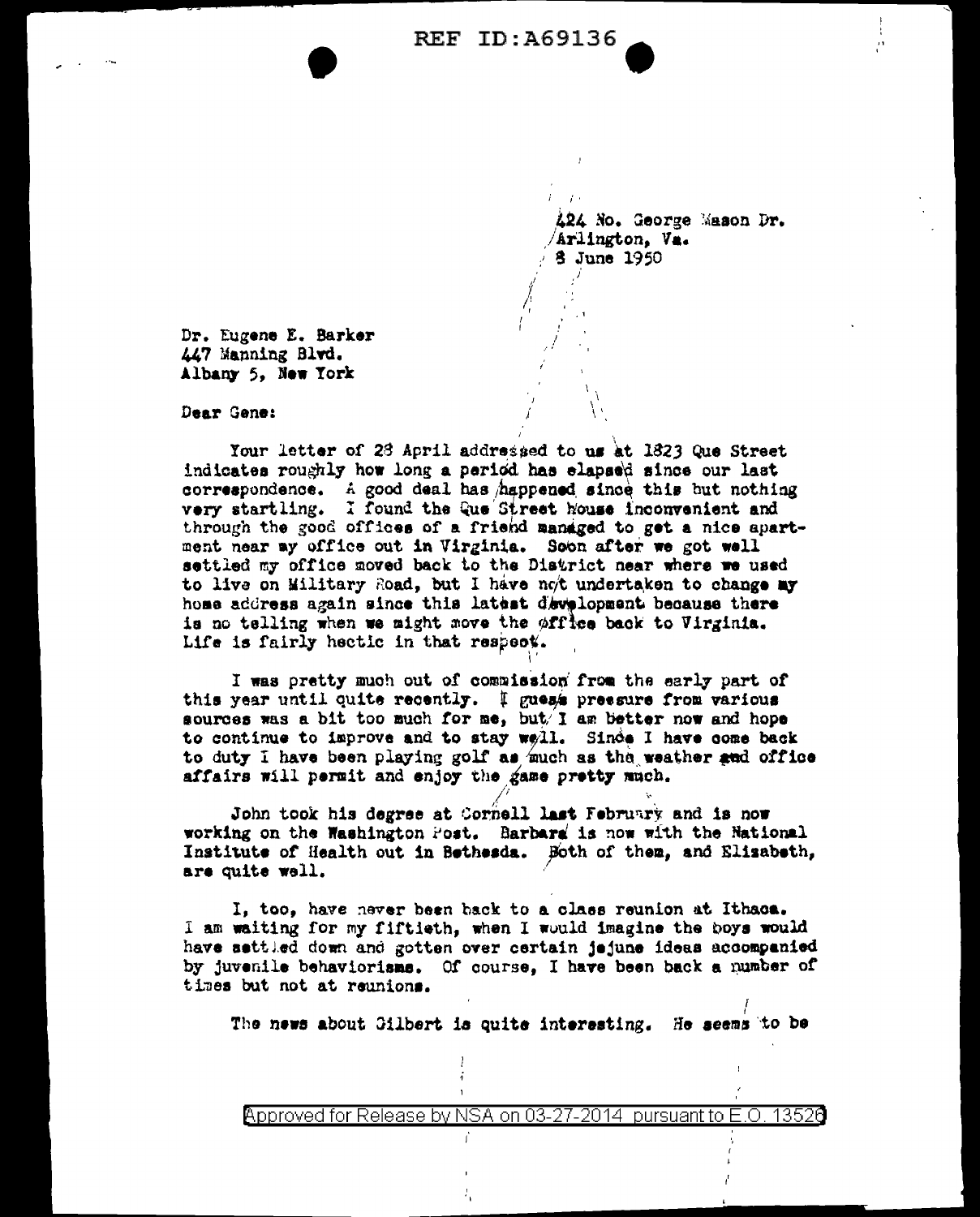424 No. George Mason Dr.
Arlington, Va.
8 June 1950

Dr. Eugene E. Barker
447 Manning Blvd.
Albany 5, New York

Dear Gene:

Your letter of 28 April addressed to us at 1823 Que Street indicates roughly how long a period has elapsed since our last correspondence. A good deal has happened since this but nothing very startling. I found the Que Street house inconvenient and through the good offices of a friend managed to get a nice apartment near my office out in Virginia. Soon after we got well settled my office moved back to the District near where we used to live on Military Road, but I have not undertaken to change my home address again since this latest development because there is no telling when we might move the office back to Virginia. Life is fairly hectic in that respect.

I was pretty much out of commission from the early part of this year until quite recently. I guess pressure from various sources was a bit too much for me, but I am better now and hope to continue to improve and to stay well. Since I have come back to duty I have been playing golf as much as the weather and office affairs will permit and enjoy the game pretty much.

John took his degree at Cornell last February and is now working on the Washington Post. Barbara is now with the National Institute of Health out in Bethesda. Both of them, and Elizabeth, are quite well.

I, too, have never been back to a class reunion at Ithaca. I am waiting for my fiftieth, when I would imagine the boys would have settled down and gotten over certain jejune ideas accompanied by juvenile behaviorisms. Of course, I have been back a number of times but not at reunions.

The news about Gilbert is quite interesting. He seems to be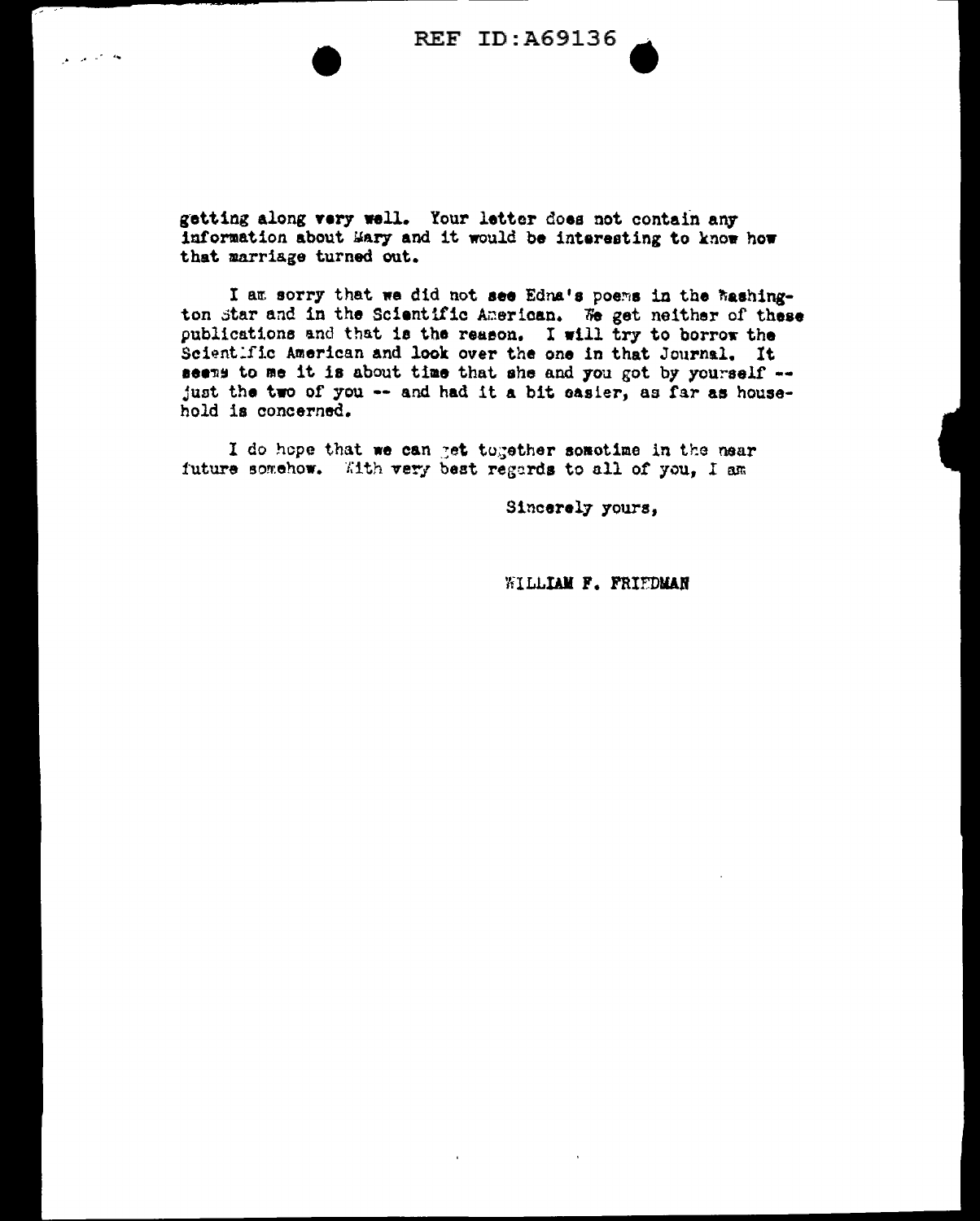getting along very well. Your letter does not contain any information about Mary and it would be interesting to know how that marriage turned out.

I am sorry that we did not see Edna's poems in the Washington Star and in the Scientific American. We get neither of these publications and that is the reason. I will try to borrow the Scientific American and look over the one in that Journal. It seems to me it is about time that she and you got by yourself -- just the two of you -- and had it a bit easier, as far as household is concerned.

I do hope that we can get together sometime in the near future somehow. With very best regards to all of you, I am

Sincerely yours,

WILLIAM F. FRIEDMAN